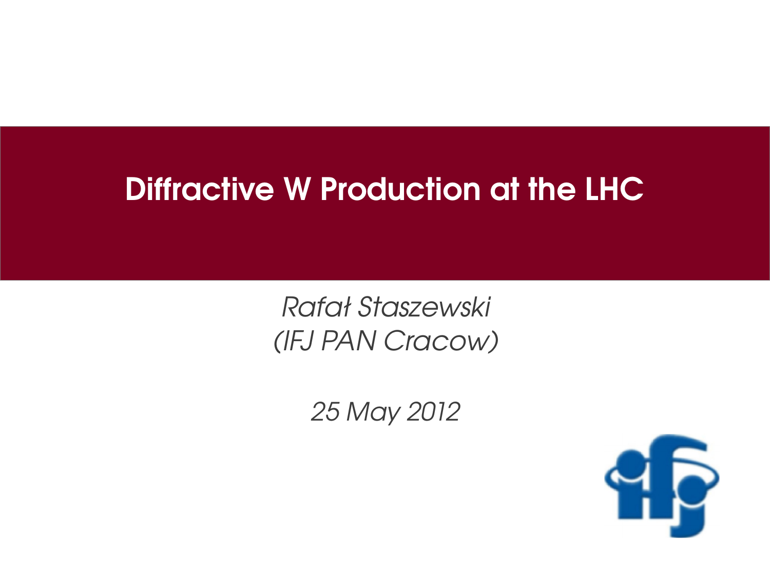# Diffractive W Production at the LHC

*Rafał Staszewski*
*(IFJ PAN Cracow)*

*25 May 2012*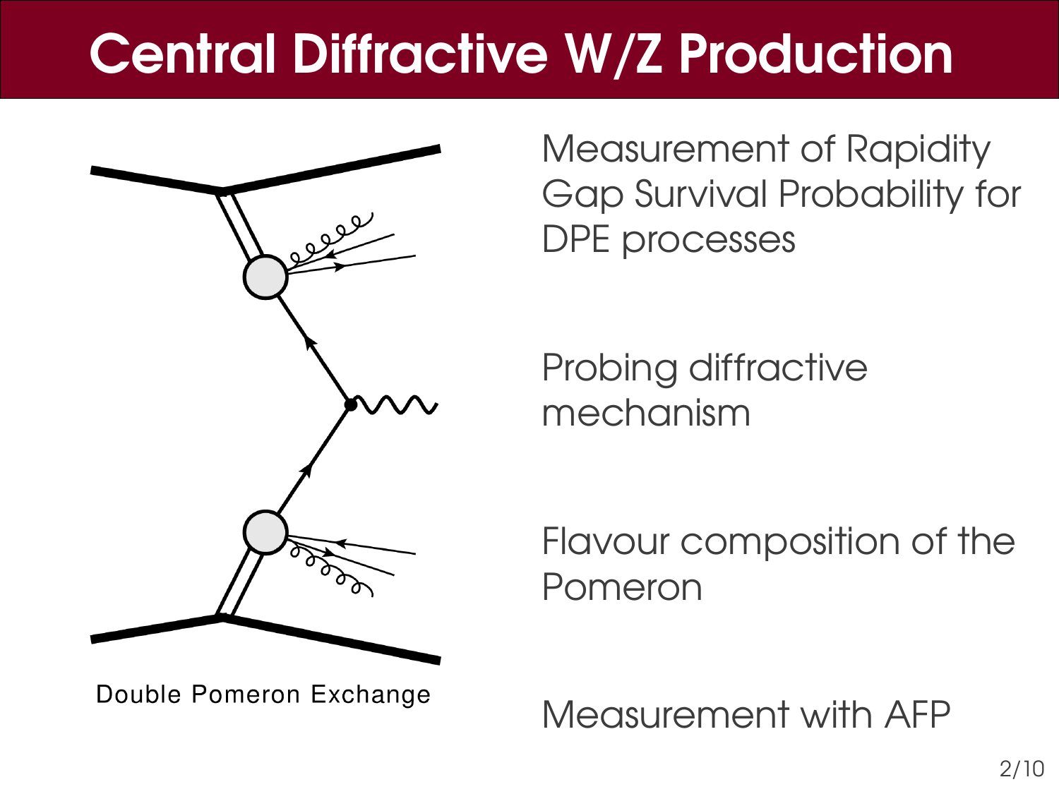# Central Diffractive W/Z Production

Double Pomeron Exchange

Measurement of Rapidity Gap Survival Probability for DPE processes

Probing diffractive mechanism

Flavour composition of the Pomeron

Measurement with AFP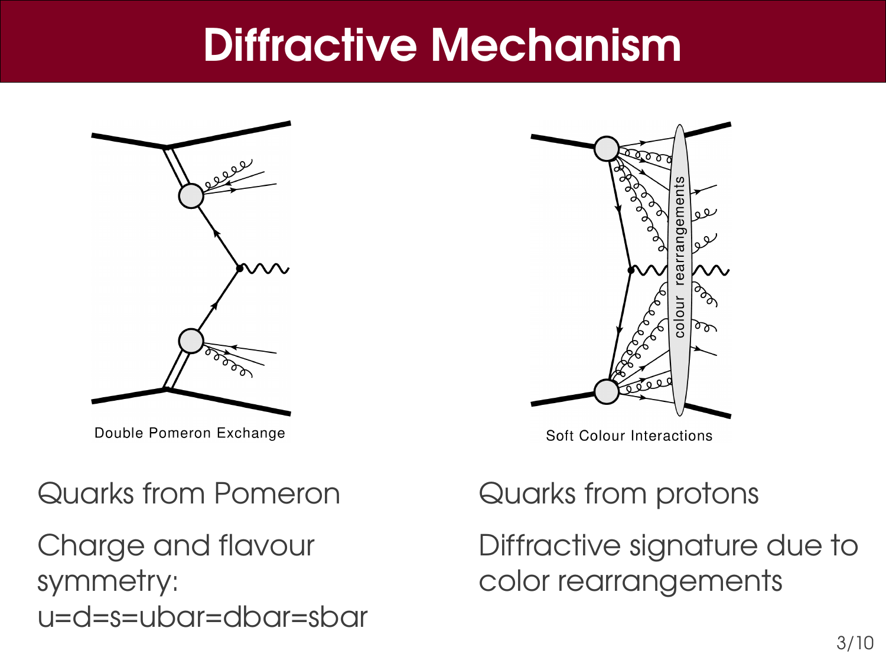# Diffractive Mechanism

Double Pomeron Exchange

Soft Colour Interactions

Quarks from Pomeron

Charge and flavour symmetry: u=d=s=ubar=dbar=sbar

Quarks from protons

Diffractive signature due to color rearrangements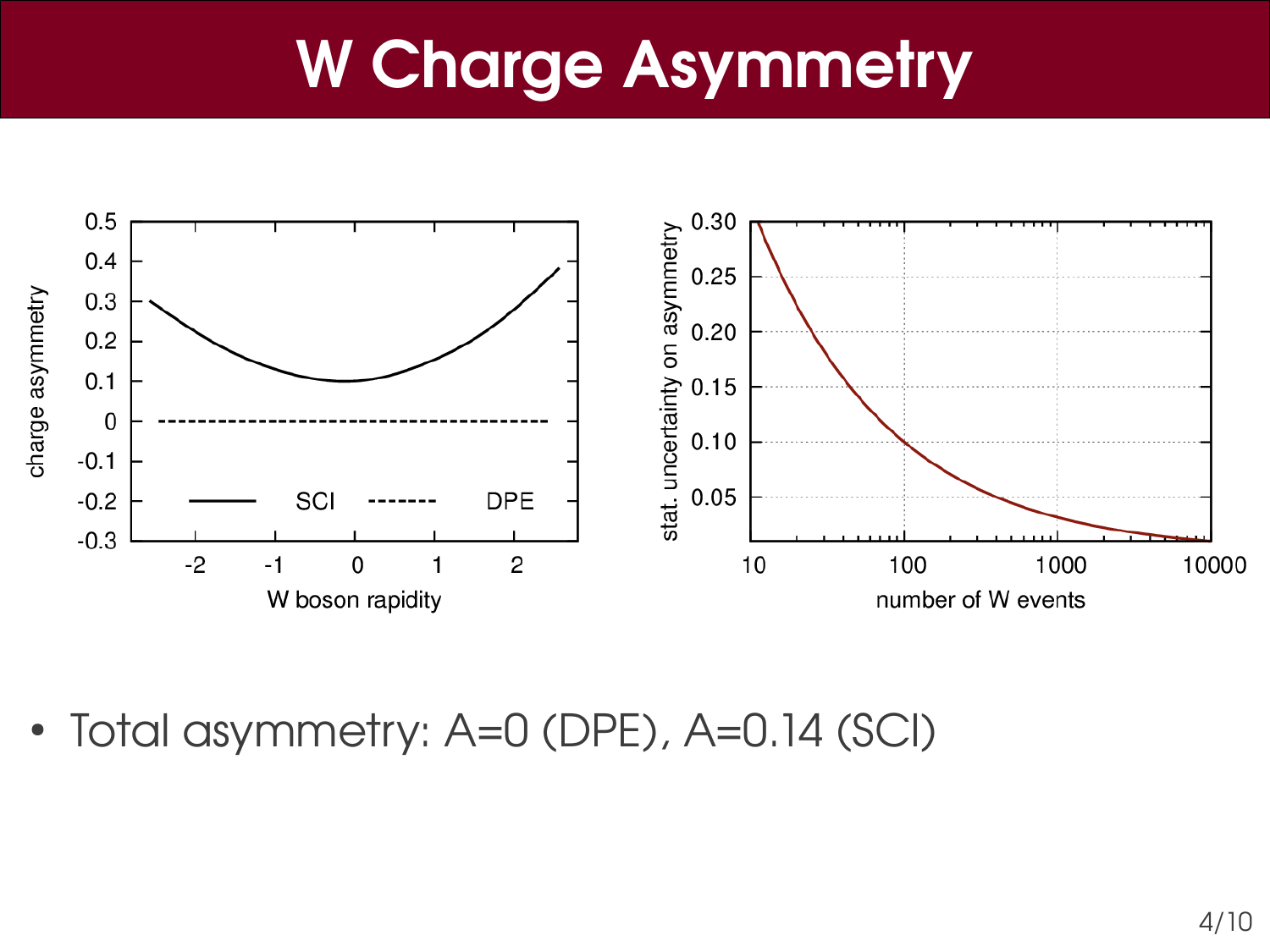# W Charge Asymmetry

- Total asymmetry: A=0 (DPE), A=0.14 (SCI)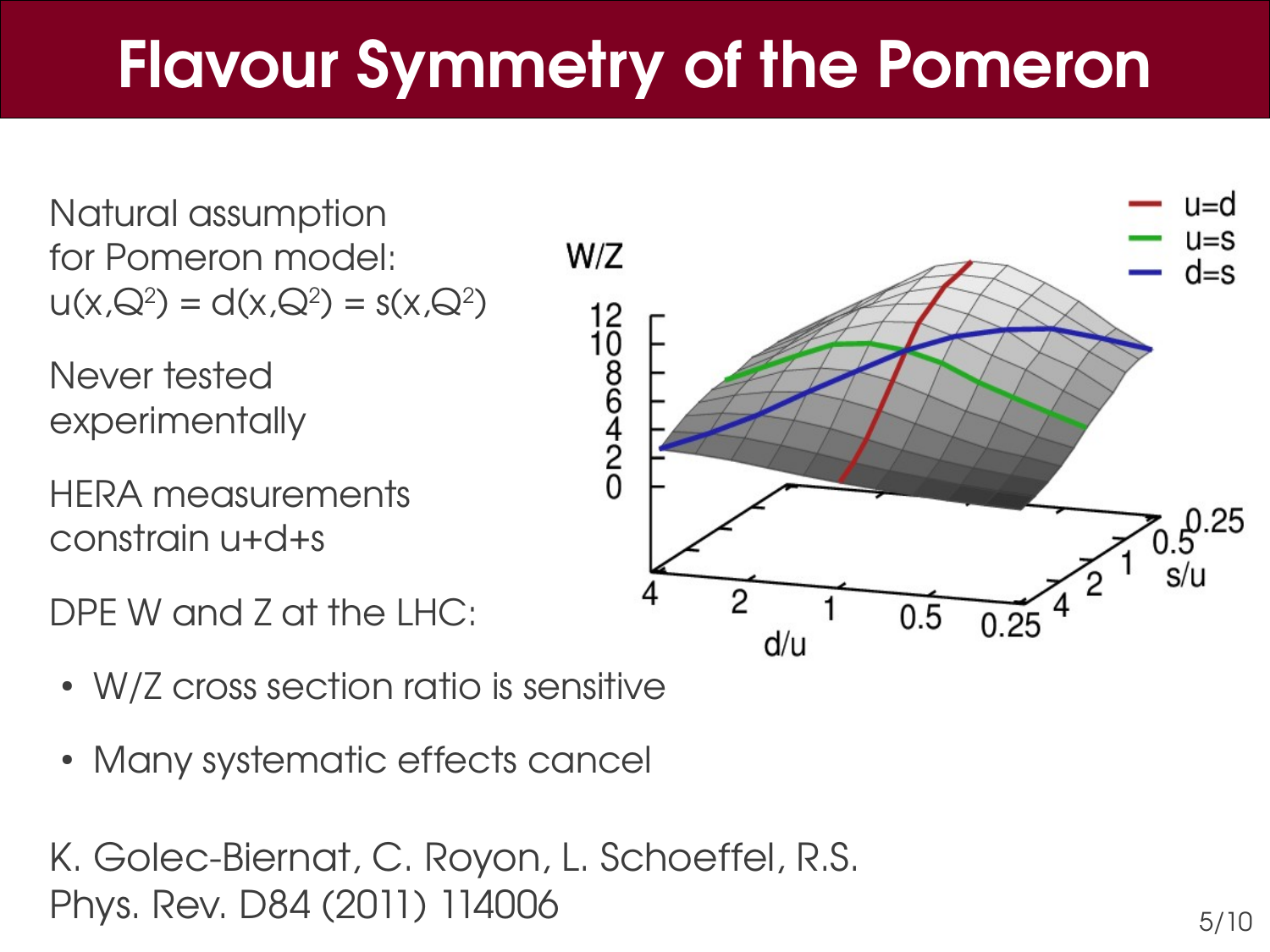# Flavour Symmetry of the Pomeron

Natural assumption for Pomeron model: $u(x,Q^2) = d(x,Q^2) = s(x,Q^2)$

Never tested experimentally

HERA measurements constrain u+d+s

DPE W and Z at the LHC:

- W/Z cross section ratio is sensitive
- Many systematic effects cancel

K. Golec-Biernat, C. Royon, L. Schoeffel, R.S.
Phys. Rev. D84 (2011) 114006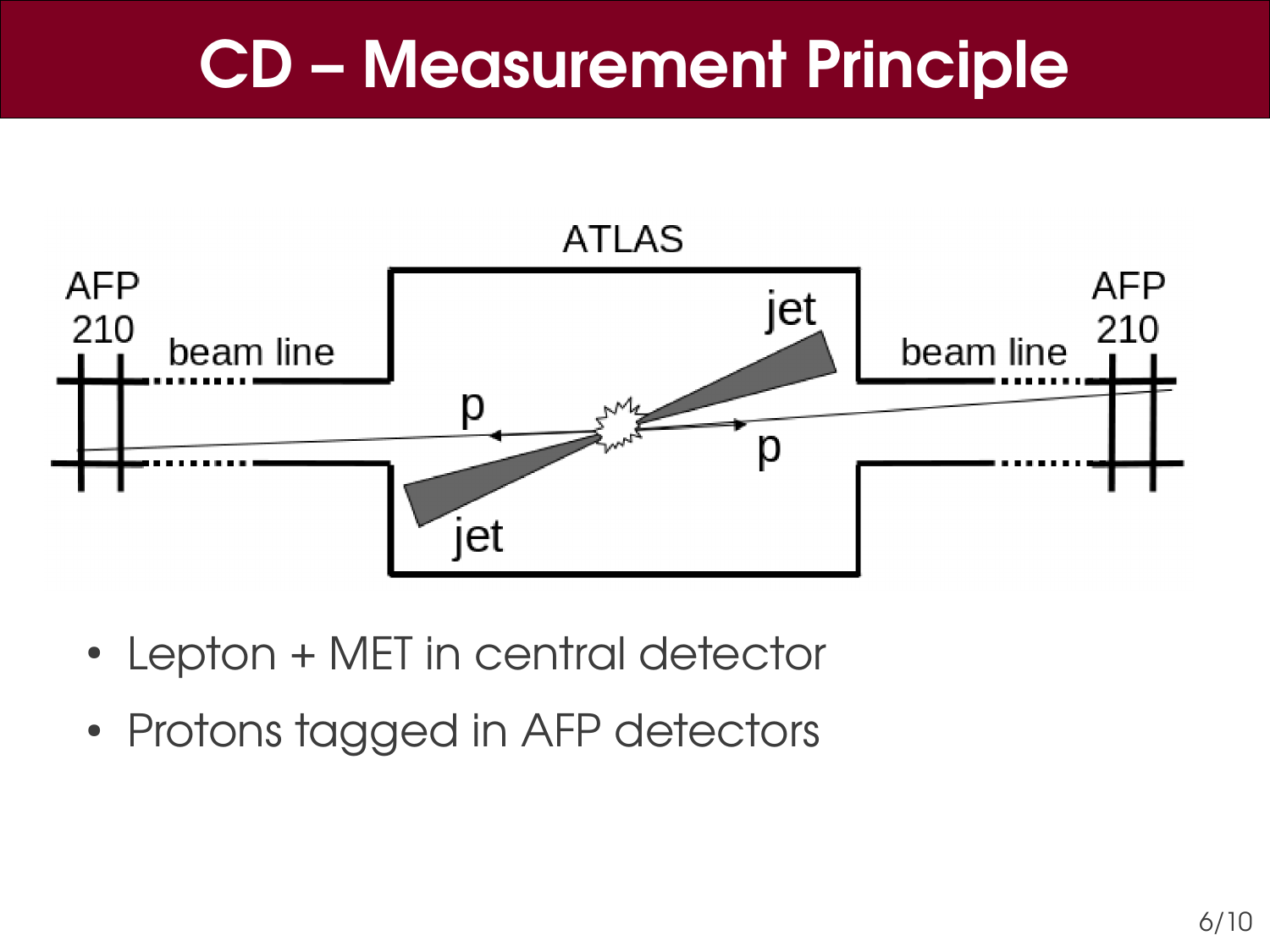# CD – Measurement Principle

ATLAS

AFP 210 | beam line | jet | p | p | jet | beam line | AFP 210

- Lepton + MET in central detector
- Protons tagged in AFP detectors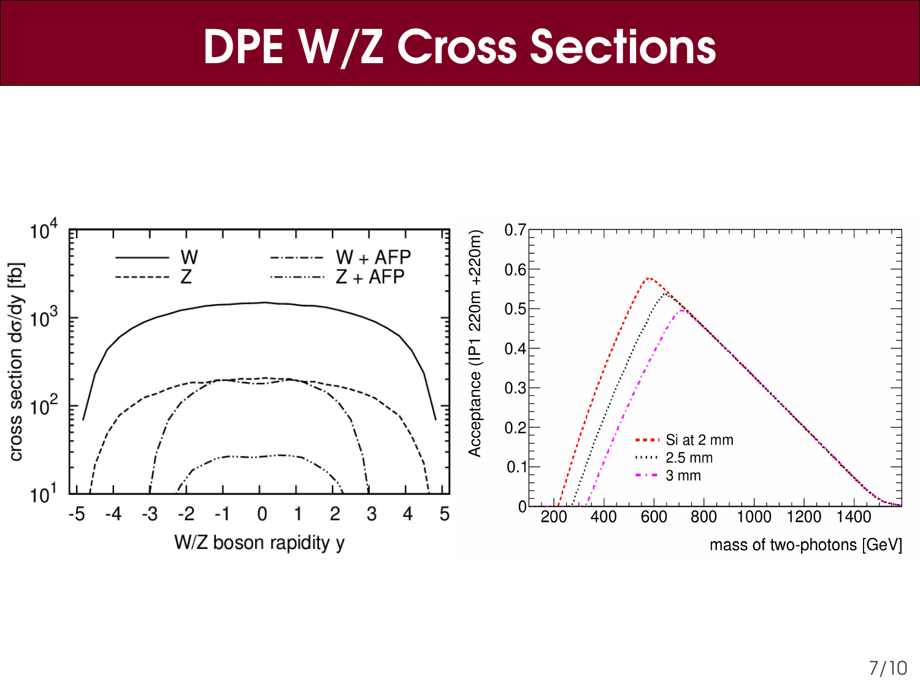# DPE W/Z Cross Sections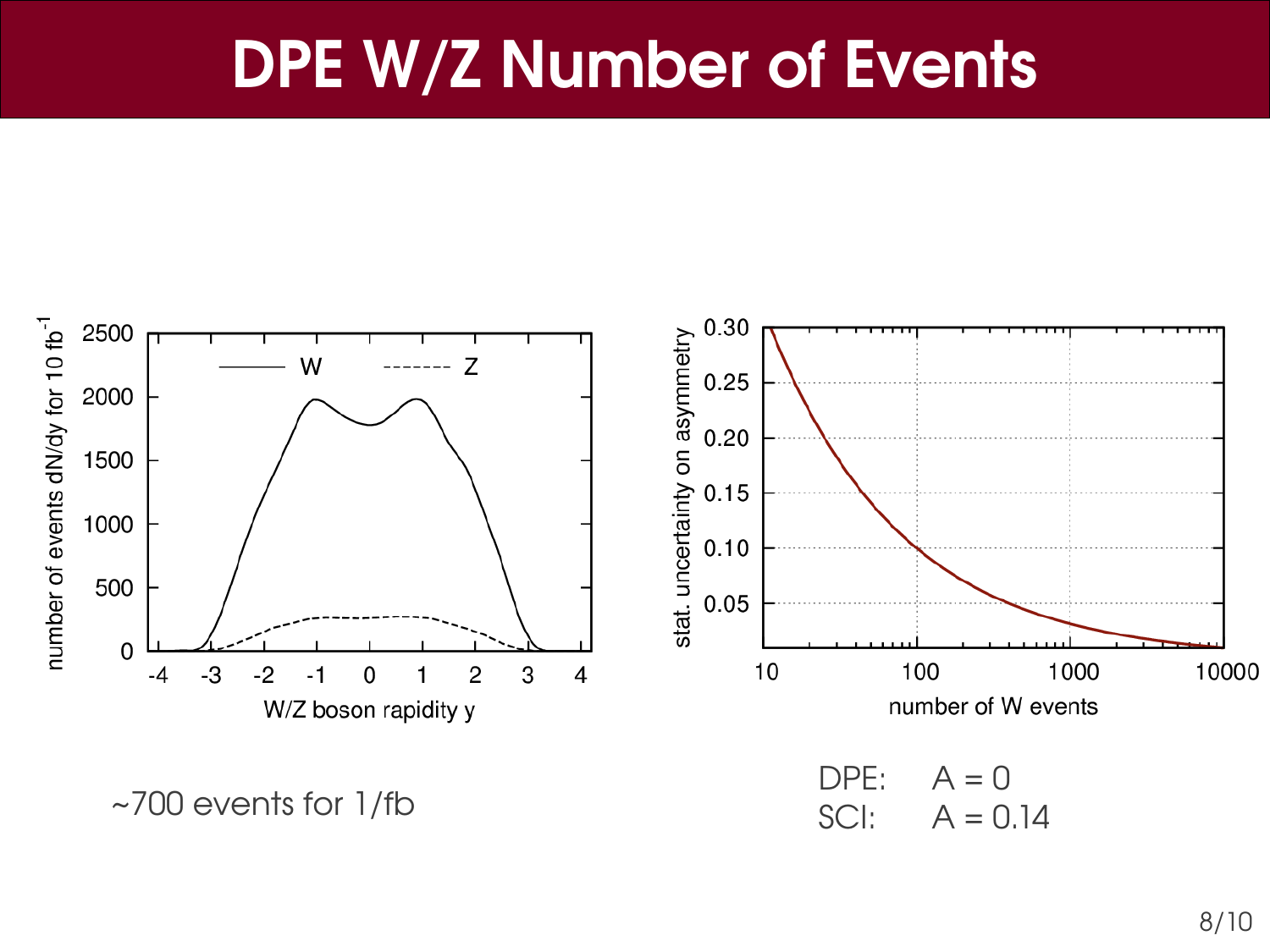# DPE W/Z Number of Events

~700 events for 1/fb

DPE: A = 0

SCI: A = 0.14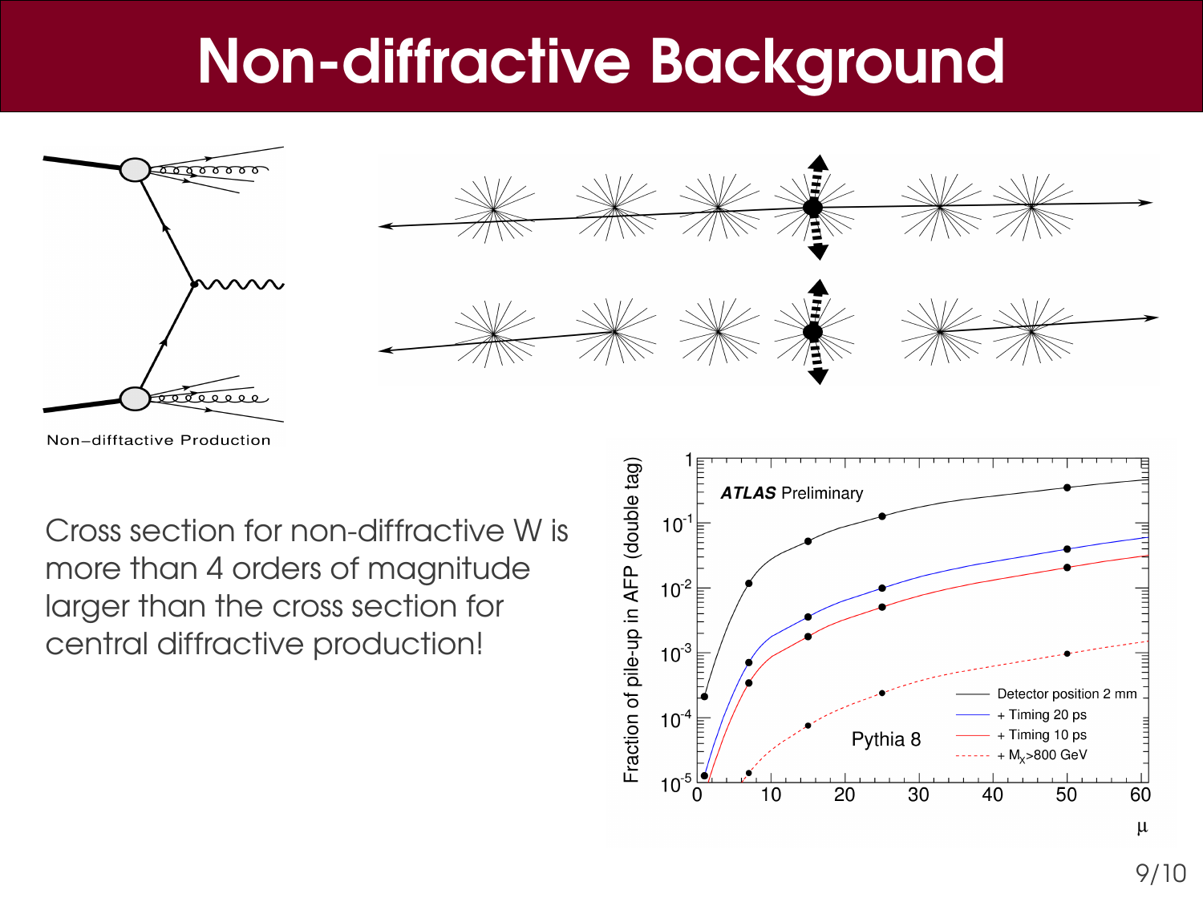# Non-diffractive Background

Non−difftactive Production

Cross section for non-diffractive W is more than 4 orders of magnitude larger than the cross section for central diffractive production!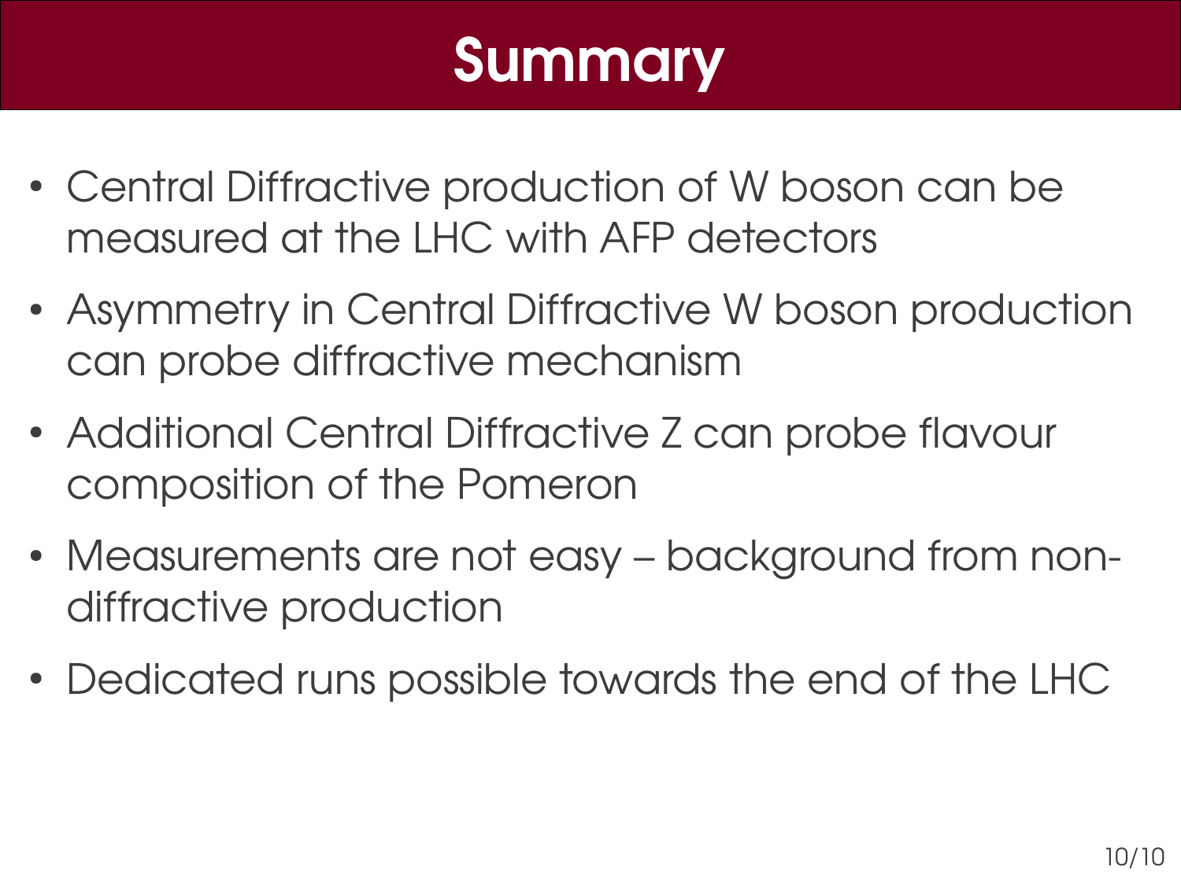# Summary

- Central Diffractive production of W boson can be measured at the LHC with AFP detectors
- Asymmetry in Central Diffractive W boson production can probe diffractive mechanism
- Additional Central Diffractive Z can probe flavour composition of the Pomeron
- Measurements are not easy – background from non-diffractive production
- Dedicated runs possible towards the end of the LHC